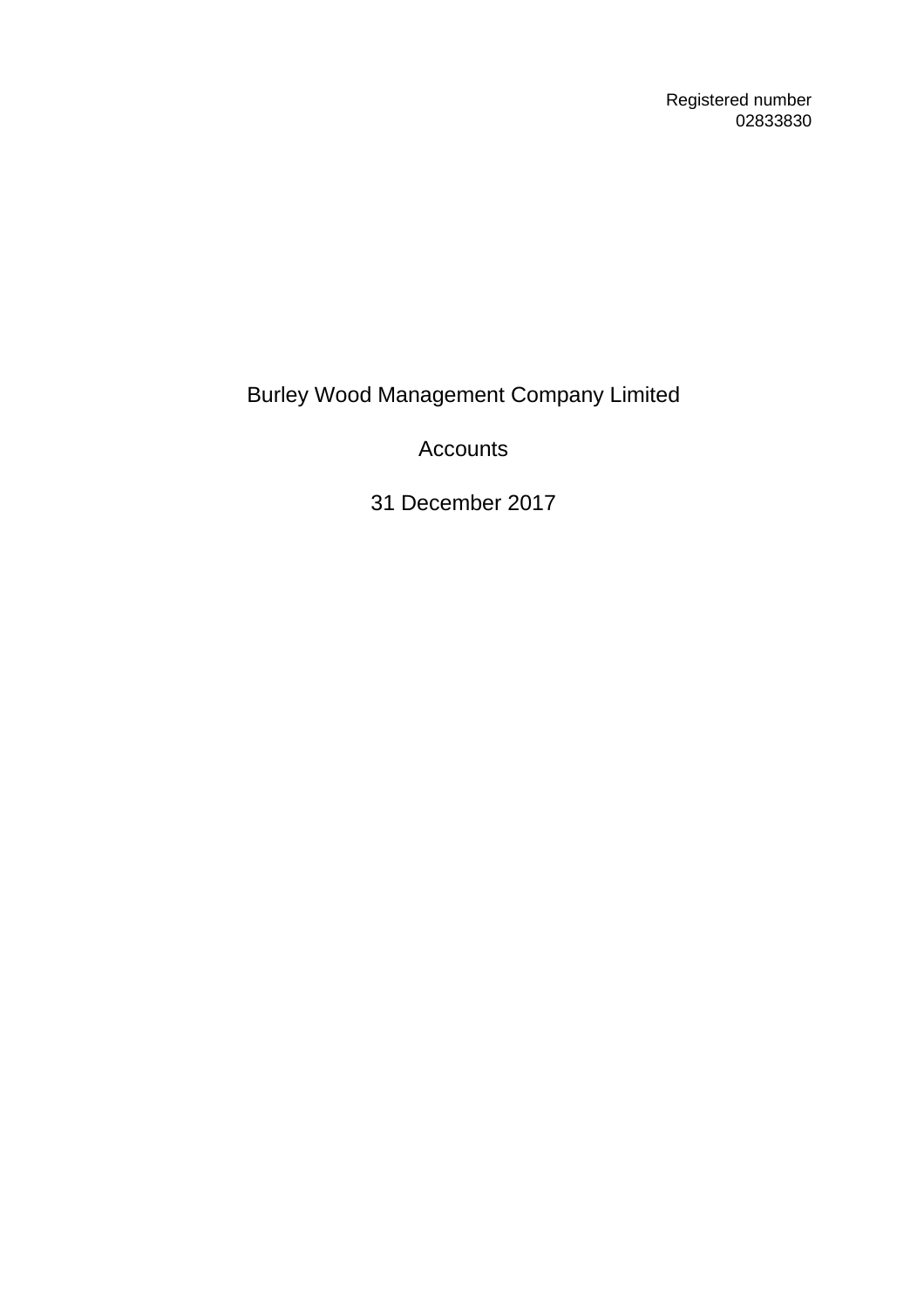Registered number
02833830

# Burley Wood Management Company Limited

## Accounts

## 31 December 2017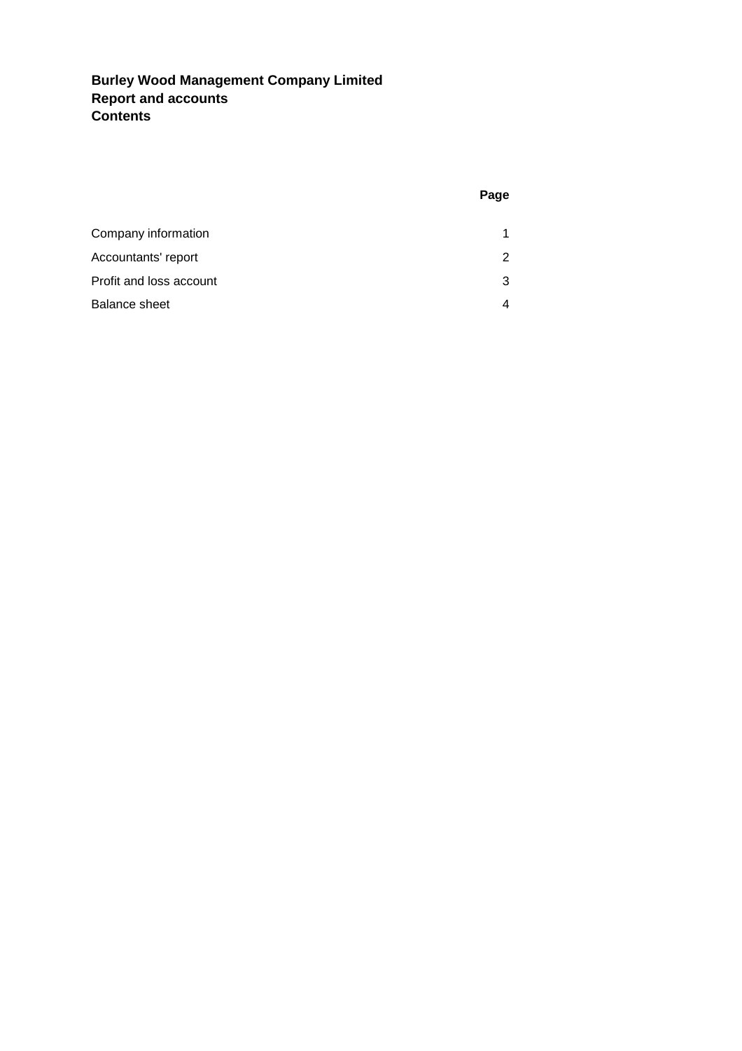**Burley Wood Management Company Limited**
**Report and accounts**
**Contents**

| | Page |
|---|---|
| Company information | 1 |
| Accountants' report | 2 |
| Profit and loss account | 3 |
| Balance sheet | 4 |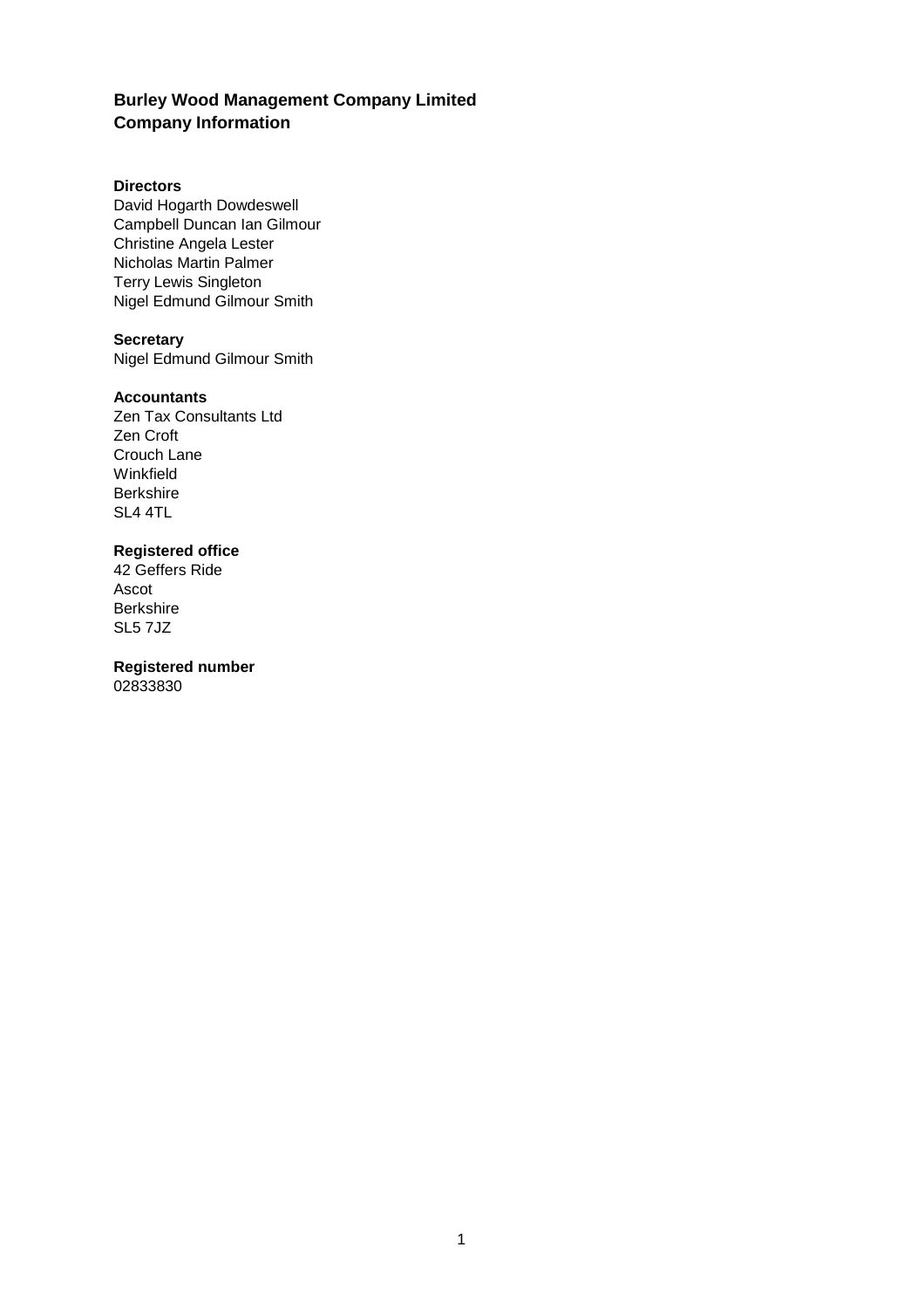# Burley Wood Management Company Limited
# Company Information

**Directors**
David Hogarth Dowdeswell
Campbell Duncan Ian Gilmour
Christine Angela Lester
Nicholas Martin Palmer
Terry Lewis Singleton
Nigel Edmund Gilmour Smith

**Secretary**
Nigel Edmund Gilmour Smith

**Accountants**
Zen Tax Consultants Ltd
Zen Croft
Crouch Lane
Winkfield
Berkshire
SL4 4TL

**Registered office**
42 Geffers Ride
Ascot
Berkshire
SL5 7JZ

**Registered number**
02833830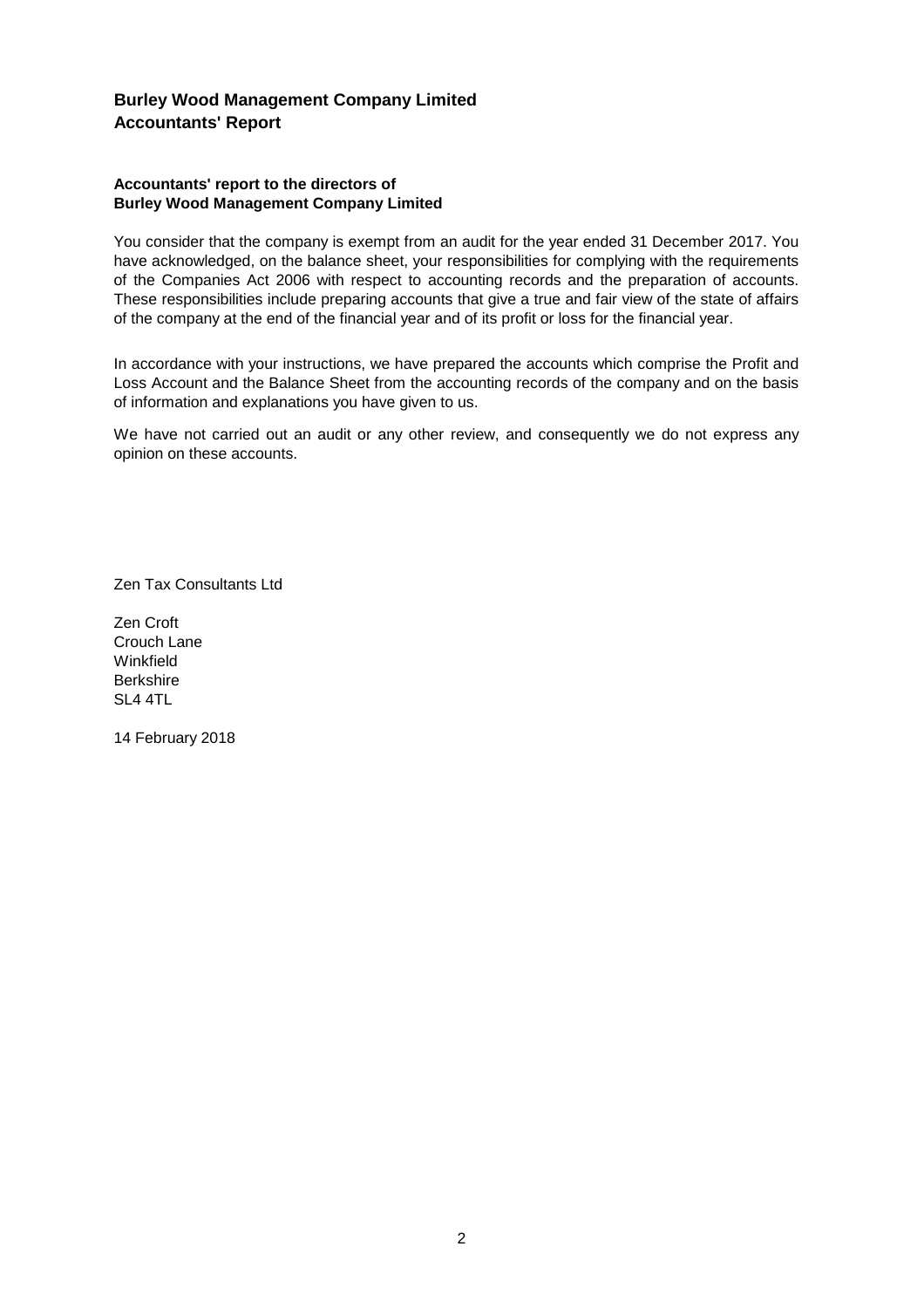## Burley Wood Management Company Limited
## Accountants' Report

**Accountants' report to the directors of**
**Burley Wood Management Company Limited**

You consider that the company is exempt from an audit for the year ended 31 December 2017. You have acknowledged, on the balance sheet, your responsibilities for complying with the requirements of the Companies Act 2006 with respect to accounting records and the preparation of accounts. These responsibilities include preparing accounts that give a true and fair view of the state of affairs of the company at the end of the financial year and of its profit or loss for the financial year.

In accordance with your instructions, we have prepared the accounts which comprise the Profit and Loss Account and the Balance Sheet from the accounting records of the company and on the basis of information and explanations you have given to us.

We have not carried out an audit or any other review, and consequently we do not express any opinion on these accounts.

Zen Tax Consultants Ltd

Zen Croft
Crouch Lane
Winkfield
Berkshire
SL4 4TL

14 February 2018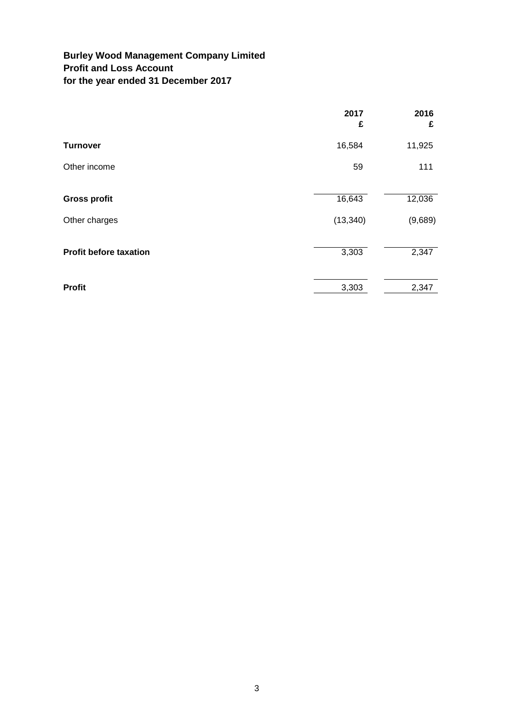**Burley Wood Management Company Limited**
**Profit and Loss Account**
**for the year ended 31 December 2017**

| | 2017 £ | 2016 £ |
|---|---|---|
| **Turnover** | 16,584 | 11,925 |
| Other income | 59 | 111 |
| **Gross profit** | 16,643 | 12,036 |
| Other charges | (13,340) | (9,689) |
| **Profit before taxation** | 3,303 | 2,347 |
| **Profit** | 3,303 | 2,347 |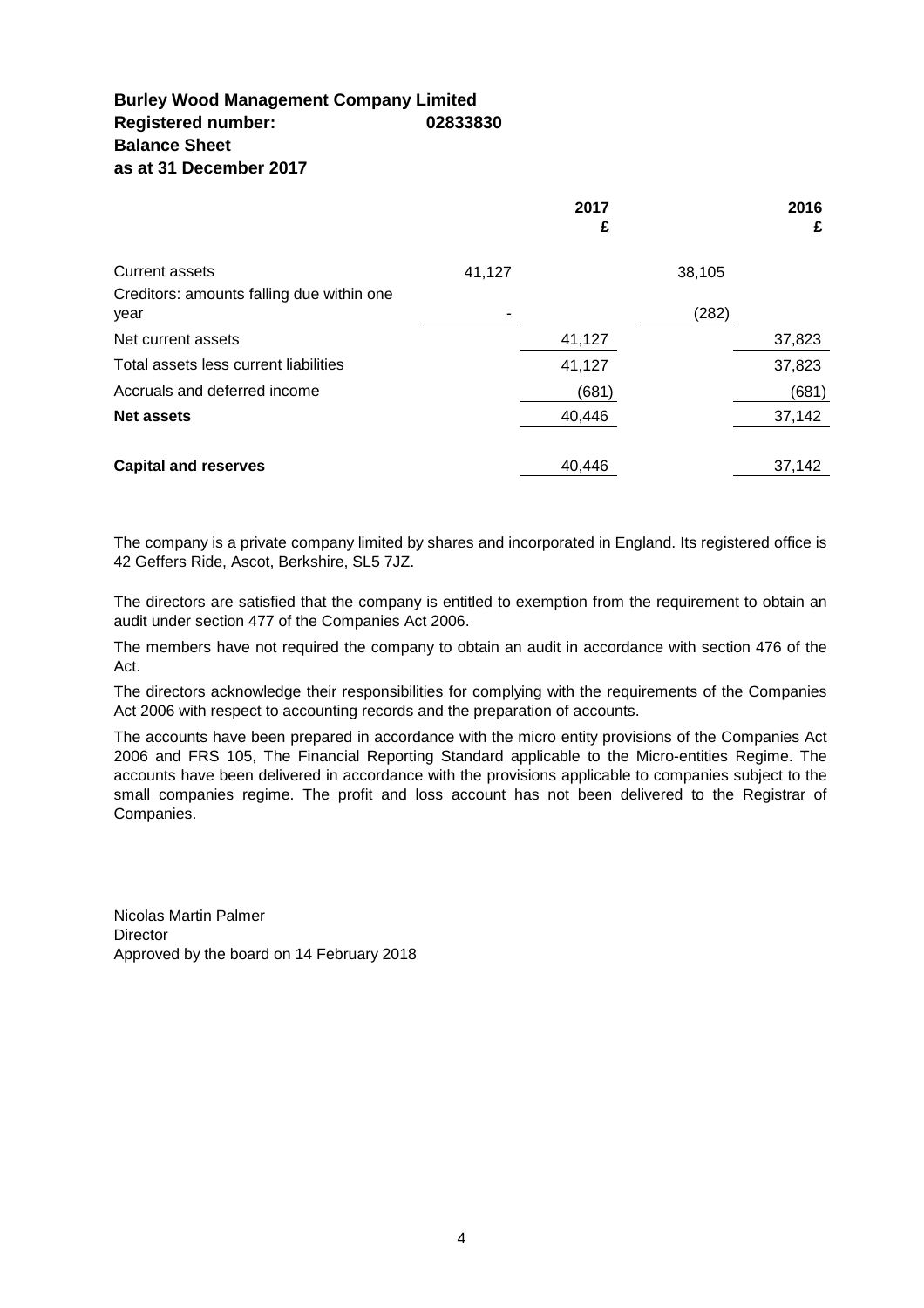**Burley Wood Management Company Limited**
**Registered number: 02833830**
**Balance Sheet**
**as at 31 December 2017**

| | | 2017 £ | | 2016 £ |
|---|---|---|---|---|
| Current assets | 41,127 | | 38,105 | |
| Creditors: amounts falling due within one year | - | | (282) | |
| Net current assets | | 41,127 | | 37,823 |
| Total assets less current liabilities | | 41,127 | | 37,823 |
| Accruals and deferred income | | (681) | | (681) |
| **Net assets** | | 40,446 | | 37,142 |
| | | | | |
| **Capital and reserves** | | 40,446 | | 37,142 |

The company is a private company limited by shares and incorporated in England. Its registered office is 42 Geffers Ride, Ascot, Berkshire, SL5 7JZ.

The directors are satisfied that the company is entitled to exemption from the requirement to obtain an audit under section 477 of the Companies Act 2006.

The members have not required the company to obtain an audit in accordance with section 476 of the Act.

The directors acknowledge their responsibilities for complying with the requirements of the Companies Act 2006 with respect to accounting records and the preparation of accounts.

The accounts have been prepared in accordance with the micro entity provisions of the Companies Act 2006 and FRS 105, The Financial Reporting Standard applicable to the Micro-entities Regime. The accounts have been delivered in accordance with the provisions applicable to companies subject to the small companies regime. The profit and loss account has not been delivered to the Registrar of Companies.

Nicolas Martin Palmer
Director
Approved by the board on 14 February 2018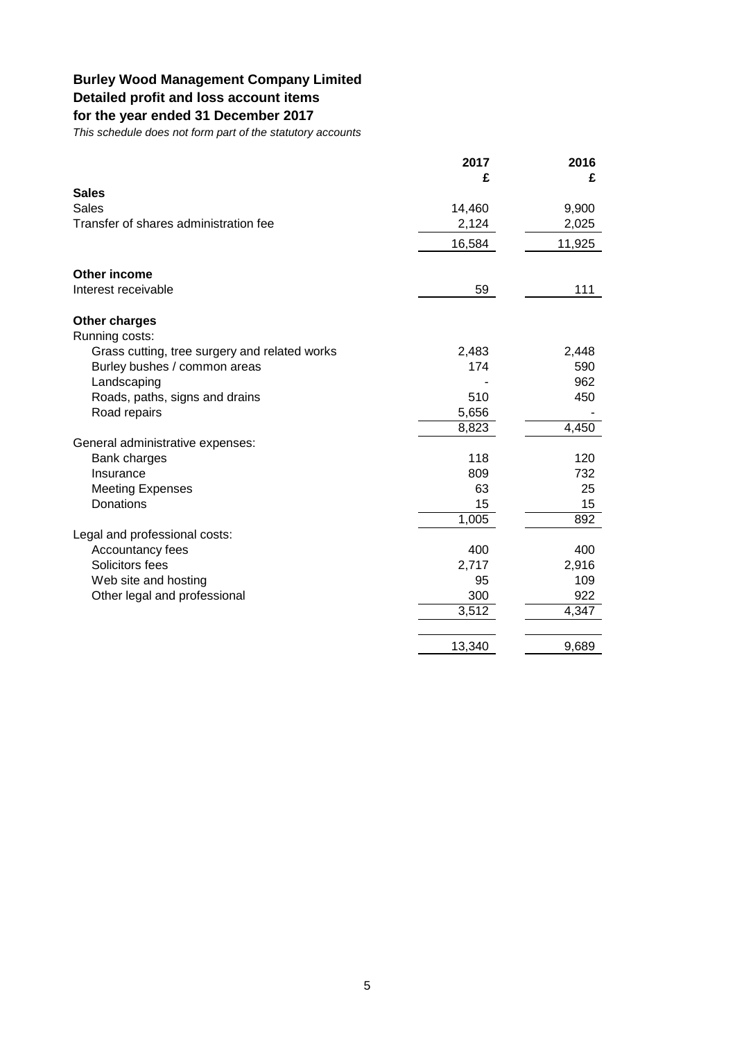**Burley Wood Management Company Limited**
**Detailed profit and loss account items**
**for the year ended 31 December 2017**

*This schedule does not form part of the statutory accounts*

| | 2017 | 2016 |
|---|---|---|
| | £ | £ |
| **Sales** | | |
| Sales | 14,460 | 9,900 |
| Transfer of shares administration fee | 2,124 | 2,025 |
| | 16,584 | 11,925 |
| | | |
| **Other income** | | |
| Interest receivable | 59 | 111 |
| | | |
| **Other charges** | | |
| Running costs: | | |
| Grass cutting, tree surgery and related works | 2,483 | 2,448 |
| Burley bushes / common areas | 174 | 590 |
| Landscaping | - | 962 |
| Roads, paths, signs and drains | 510 | 450 |
| Road repairs | 5,656 | - |
| | 8,823 | 4,450 |
| General administrative expenses: | | |
| Bank charges | 118 | 120 |
| Insurance | 809 | 732 |
| Meeting Expenses | 63 | 25 |
| Donations | 15 | 15 |
| | 1,005 | 892 |
| Legal and professional costs: | | |
| Accountancy fees | 400 | 400 |
| Solicitors fees | 2,717 | 2,916 |
| Web site and hosting | 95 | 109 |
| Other legal and professional | 300 | 922 |
| | 3,512 | 4,347 |
| | | |
| | 13,340 | 9,689 |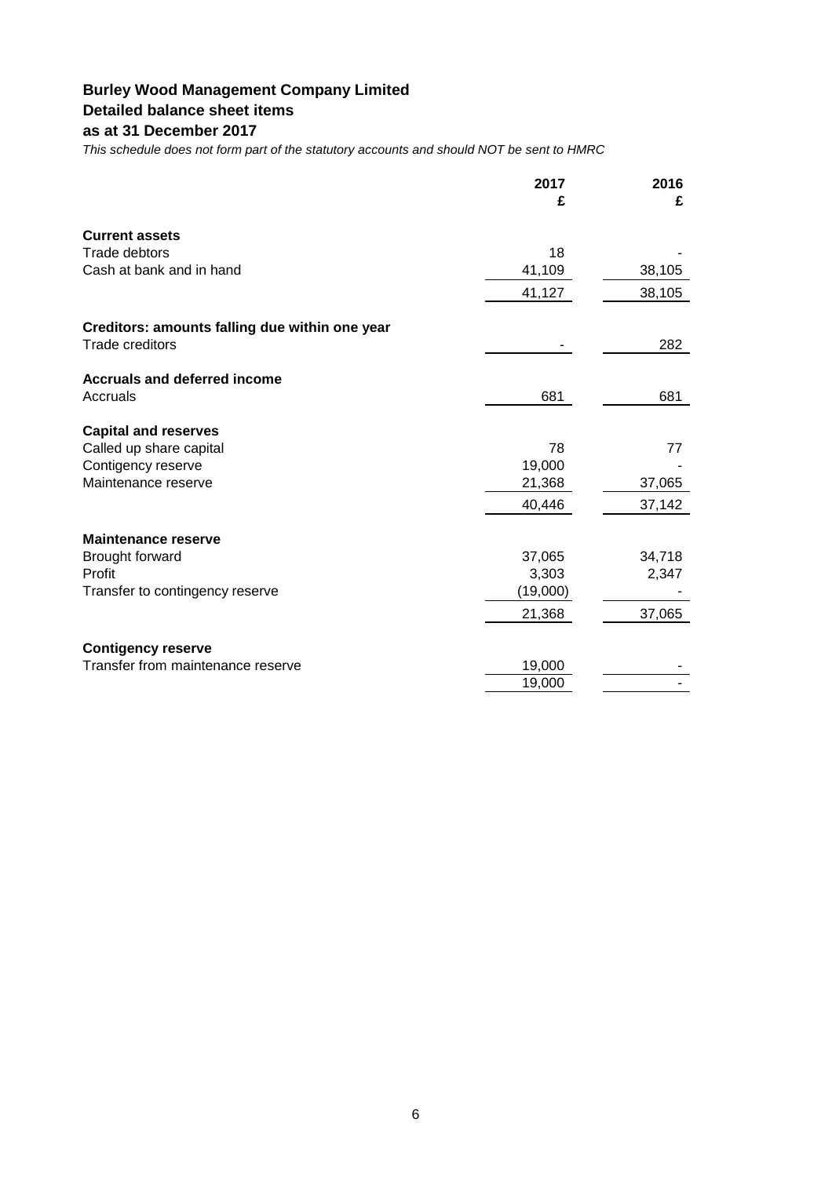# Burley Wood Management Company Limited
## Detailed balance sheet items
## as at 31 December 2017

*This schedule does not form part of the statutory accounts and should NOT be sent to HMRC*

| | 2017 £ | 2016 £ |
|---|---|---|
| **Current assets** | | |
| Trade debtors | 18 | - |
| Cash at bank and in hand | 41,109 | 38,105 |
| | 41,127 | 38,105 |
| **Creditors: amounts falling due within one year** | | |
| Trade creditors | - | 282 |
| **Accruals and deferred income** | | |
| Accruals | 681 | 681 |
| **Capital and reserves** | | |
| Called up share capital | 78 | 77 |
| Contigency reserve | 19,000 | - |
| Maintenance reserve | 21,368 | 37,065 |
| | 40,446 | 37,142 |
| **Maintenance reserve** | | |
| Brought forward | 37,065 | 34,718 |
| Profit | 3,303 | 2,347 |
| Transfer to contingency reserve | (19,000) | - |
| | 21,368 | 37,065 |
| **Contigency reserve** | | |
| Transfer from maintenance reserve | 19,000 | - |
| | 19,000 | - |